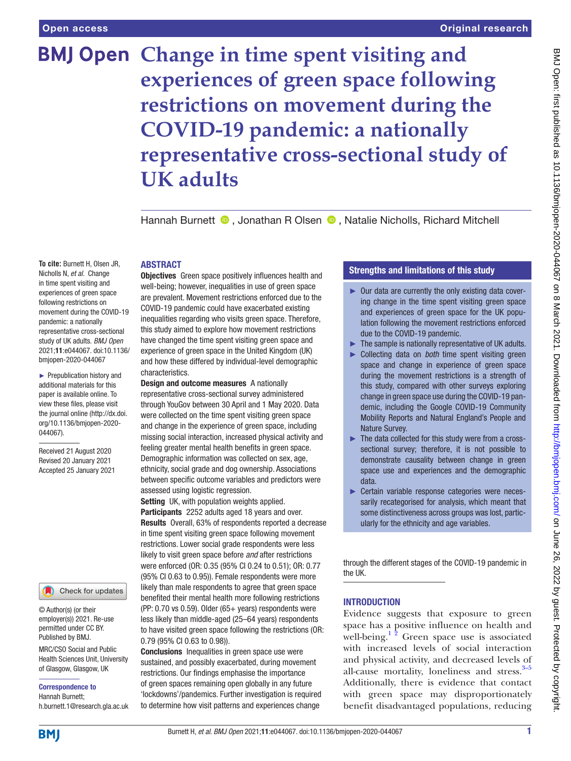# Change in time spent visiting and experiences of green space following restrictions on movement during the COVID-19 pandemic: a nationally representative cross-sectional study of UK adults

Hannah Burnett, Jonathan R Olsen, Natalie Nicholls, Richard Mitchell

**To cite:** Burnett H, Olsen JR, Nicholls N, *et al*. Change in time spent visiting and experiences of green space following restrictions on movement during the COVID-19 pandemic: a nationally representative cross-sectional study of UK adults. *BMJ Open* 2021;**11**:e044067. doi:10.1136/bmjopen-2020-044067

► Prepublication history and additional materials for this paper is available online. To view these files, please visit the journal online (http://dx.doi.org/10.1136/bmjopen-2020-044067).

Received 21 August 2020
Revised 20 January 2021
Accepted 25 January 2021

© Author(s) (or their employer(s)) 2021. Re-use permitted under CC BY. Published by BMJ.

MRC/CSO Social and Public Health Sciences Unit, University of Glasgow, Glasgow, UK

**Correspondence to**
Hannah Burnett;
h.burnett.1@research.gla.ac.uk

## ABSTRACT

**Objectives** Green space positively influences health and well-being; however, inequalities in use of green space are prevalent. Movement restrictions enforced due to the COVID-19 pandemic could have exacerbated existing inequalities regarding who visits green space. Therefore, this study aimed to explore how movement restrictions have changed the time spent visiting green space and experience of green space in the United Kingdom (UK) and how these differed by individual-level demographic characteristics.

**Design and outcome measures** A nationally representative cross-sectional survey administered through YouGov between 30 April and 1 May 2020. Data were collected on the time spent visiting green space and change in the experience of green space, including missing social interaction, increased physical activity and feeling greater mental health benefits in green space. Demographic information was collected on sex, age, ethnicity, social grade and dog ownership. Associations between specific outcome variables and predictors were assessed using logistic regression.

**Setting** UK, with population weights applied.

**Participants** 2252 adults aged 18 years and over.

**Results** Overall, 63% of respondents reported a decrease in time spent visiting green space following movement restrictions. Lower social grade respondents were less likely to visit green space before *and* after restrictions were enforced (OR: 0.35 (95% CI 0.24 to 0.51); OR: 0.77 (95% CI 0.63 to 0.95)). Female respondents were more likely than male respondents to agree that green space benefited their mental health more following restrictions (PP: 0.70 vs 0.59). Older (65+ years) respondents were less likely than middle-aged (25–64 years) respondents to have visited green space following the restrictions (OR: 0.79 (95% CI 0.63 to 0.98)).

**Conclusions** Inequalities in green space use were sustained, and possibly exacerbated, during movement restrictions. Our findings emphasise the importance of green spaces remaining open globally in any future 'lockdowns'/pandemics. Further investigation is required to determine how visit patterns and experiences change through the different stages of the COVID-19 pandemic in the UK.

## Strengths and limitations of this study

- ► Our data are currently the only existing data covering change in the time spent visiting green space and experiences of green space for the UK population following the movement restrictions enforced due to the COVID-19 pandemic.
- ► The sample is nationally representative of UK adults.
- ► Collecting data on *both* time spent visiting green space and change in experience of green space during the movement restrictions is a strength of this study, compared with other surveys exploring change in green space use during the COVID-19 pandemic, including the Google COVID-19 Community Mobility Reports and Natural England's People and Nature Survey.
- ► The data collected for this study were from a cross-sectional survey; therefore, it is not possible to demonstrate causality between change in green space use and experiences and the demographic data.
- ► Certain variable response categories were necessarily recategorised for analysis, which meant that some distinctiveness across groups was lost, particularly for the ethnicity and age variables.

## INTRODUCTION

Evidence suggests that exposure to green space has a positive influence on health and well-being.[1 2] Green space use is associated with increased levels of social interaction and physical activity, and decreased levels of all-cause mortality, loneliness and stress.[3–5] Additionally, there is evidence that contact with green space may disproportionately benefit disadvantaged populations, reducing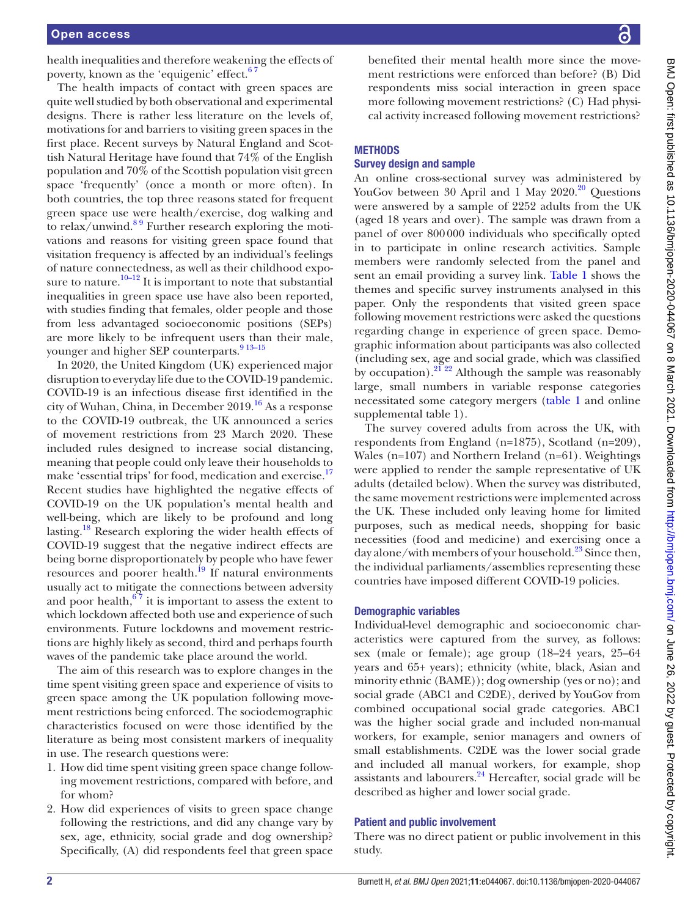health inequalities and therefore weakening the effects of poverty, known as the 'equigenic' effect.[6 7]

The health impacts of contact with green spaces are quite well studied by both observational and experimental designs. There is rather less literature on the levels of, motivations for and barriers to visiting green spaces in the first place. Recent surveys by Natural England and Scottish Natural Heritage have found that 74% of the English population and 70% of the Scottish population visit green space 'frequently' (once a month or more often). In both countries, the top three reasons stated for frequent green space use were health/exercise, dog walking and to relax/unwind.[8 9] Further research exploring the motivations and reasons for visiting green space found that visitation frequency is affected by an individual's feelings of nature connectedness, as well as their childhood exposure to nature.[10–12] It is important to note that substantial inequalities in green space use have also been reported, with studies finding that females, older people and those from less advantaged socioeconomic positions (SEPs) are more likely to be infrequent users than their male, younger and higher SEP counterparts.[9 13–15]

In 2020, the United Kingdom (UK) experienced major disruption to everyday life due to the COVID-19 pandemic. COVID-19 is an infectious disease first identified in the city of Wuhan, China, in December 2019.[16] As a response to the COVID-19 outbreak, the UK announced a series of movement restrictions from 23 March 2020. These included rules designed to increase social distancing, meaning that people could only leave their households to make 'essential trips' for food, medication and exercise.[17] Recent studies have highlighted the negative effects of COVID-19 on the UK population's mental health and well-being, which are likely to be profound and long lasting.[18] Research exploring the wider health effects of COVID-19 suggest that the negative indirect effects are being borne disproportionately by people who have fewer resources and poorer health.[19] If natural environments usually act to mitigate the connections between adversity and poor health,[6 7] it is important to assess the extent to which lockdown affected both use and experience of such environments. Future lockdowns and movement restrictions are highly likely as second, third and perhaps fourth waves of the pandemic take place around the world.

The aim of this research was to explore changes in the time spent visiting green space and experience of visits to green space among the UK population following movement restrictions being enforced. The sociodemographic characteristics focused on were those identified by the literature as being most consistent markers of inequality in use. The research questions were:

1. How did time spent visiting green space change following movement restrictions, compared with before, and for whom?
2. How did experiences of visits to green space change following the restrictions, and did any change vary by sex, age, ethnicity, social grade and dog ownership? Specifically, (A) did respondents feel that green space benefited their mental health more since the movement restrictions were enforced than before? (B) Did respondents miss social interaction in green space more following movement restrictions? (C) Had physical activity increased following movement restrictions?

## METHODS

### Survey design and sample

An online cross-sectional survey was administered by YouGov between 30 April and 1 May 2020.[20] Questions were answered by a sample of 2252 adults from the UK (aged 18 years and over). The sample was drawn from a panel of over 800 000 individuals who specifically opted in to participate in online research activities. Sample members were randomly selected from the panel and sent an email providing a survey link. Table 1 shows the themes and specific survey instruments analysed in this paper. Only the respondents that visited green space following movement restrictions were asked the questions regarding change in experience of green space. Demographic information about participants was also collected (including sex, age and social grade, which was classified by occupation).[21 22] Although the sample was reasonably large, small numbers in variable response categories necessitated some category mergers (table 1 and online supplemental table 1).

The survey covered adults from across the UK, with respondents from England (n=1875), Scotland (n=209), Wales (n=107) and Northern Ireland (n=61). Weightings were applied to render the sample representative of UK adults (detailed below). When the survey was distributed, the same movement restrictions were implemented across the UK. These included only leaving home for limited purposes, such as medical needs, shopping for basic necessities (food and medicine) and exercising once a day alone/with members of your household.[23] Since then, the individual parliaments/assemblies representing these countries have imposed different COVID-19 policies.

### Demographic variables

Individual-level demographic and socioeconomic characteristics were captured from the survey, as follows: sex (male or female); age group (18–24 years, 25–64 years and 65+ years); ethnicity (white, black, Asian and minority ethnic (BAME)); dog ownership (yes or no); and social grade (ABC1 and C2DE), derived by YouGov from combined occupational social grade categories. ABC1 was the higher social grade and included non-manual workers, for example, senior managers and owners of small establishments. C2DE was the lower social grade and included all manual workers, for example, shop assistants and labourers.[24] Hereafter, social grade will be described as higher and lower social grade.

### Patient and public involvement

There was no direct patient or public involvement in this study.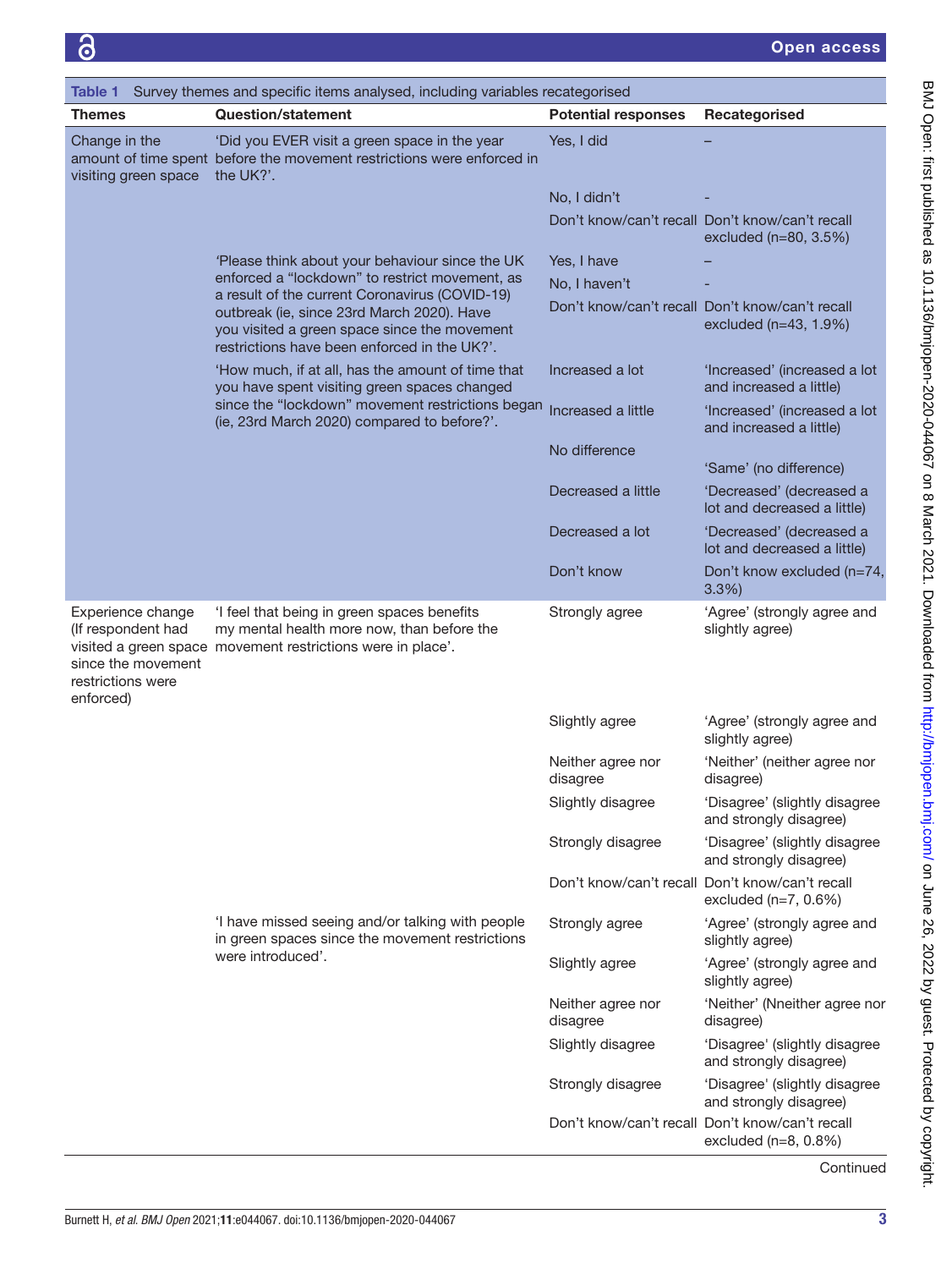**Table 1** Survey themes and specific items analysed, including variables recategorised

| Themes | Question/statement | Potential responses | Recategorised |
|---|---|---|---|
| Change in the amount of time spent visiting green space | 'Did you EVER visit a green space in the year before the movement restrictions were enforced in the UK?'. | Yes, I did | – |
| | | No, I didn't | - |
| | | Don't know/can't recall | Don't know/can't recall excluded (n=80, 3.5%) |
| | 'Please think about your behaviour since the UK enforced a "lockdown" to restrict movement, as a result of the current Coronavirus (COVID-19) outbreak (ie, since 23rd March 2020). Have you visited a green space since the movement restrictions have been enforced in the UK?'. | Yes, I have | – |
| | | No, I haven't | - |
| | | Don't know/can't recall | Don't know/can't recall excluded (n=43, 1.9%) |
| | 'How much, if at all, has the amount of time that you have spent visiting green spaces changed since the "lockdown" movement restrictions began (ie, 23rd March 2020) compared to before?'. | Increased a lot | 'Increased' (increased a lot and increased a little) |
| | | Increased a little | 'Increased' (increased a lot and increased a little) |
| | | No difference | 'Same' (no difference) |
| | | Decreased a little | 'Decreased' (decreased a lot and decreased a little) |
| | | Decreased a lot | 'Decreased' (decreased a lot and decreased a little) |
| | | Don't know | Don't know excluded (n=74, 3.3%) |
| Experience change (If respondent had visited a green space since the movement restrictions were enforced) | 'I feel that being in green spaces benefits my mental health more now, than before the movement restrictions were in place'. | Strongly agree | 'Agree' (strongly agree and slightly agree) |
| | | Slightly agree | 'Agree' (strongly agree and slightly agree) |
| | | Neither agree nor disagree | 'Neither' (neither agree nor disagree) |
| | | Slightly disagree | 'Disagree' (slightly disagree and strongly disagree) |
| | | Strongly disagree | 'Disagree' (slightly disagree and strongly disagree) |
| | | Don't know/can't recall | Don't know/can't recall excluded (n=7, 0.6%) |
| | 'I have missed seeing and/or talking with people in green spaces since the movement restrictions were introduced'. | Strongly agree | 'Agree' (strongly agree and slightly agree) |
| | | Slightly agree | 'Agree' (strongly agree and slightly agree) |
| | | Neither agree nor disagree | 'Neither' (Nneither agree nor disagree) |
| | | Slightly disagree | 'Disagree' (slightly disagree and strongly disagree) |
| | | Strongly disagree | 'Disagree' (slightly disagree and strongly disagree) |
| | | Don't know/can't recall | Don't know/can't recall excluded (n=8, 0.8%) |

Continued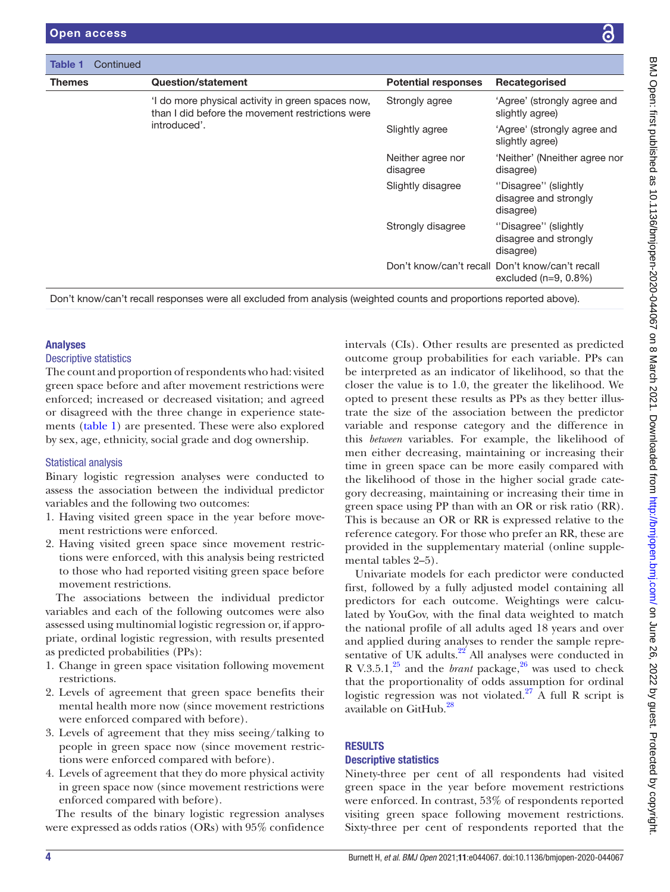**Table 1** Continued

| Themes | Question/statement | Potential responses | Recategorised |
|---|---|---|---|
| | 'I do more physical activity in green spaces now, than I did before the movement restrictions were introduced'. | Strongly agree | 'Agree' (strongly agree and slightly agree) |
| | | Slightly agree | 'Agree' (strongly agree and slightly agree) |
| | | Neither agree nor disagree | 'Neither' (Nneither agree nor disagree) |
| | | Slightly disagree | ''Disagree'' (slightly disagree and strongly disagree) |
| | | Strongly disagree | ''Disagree'' (slightly disagree and strongly disagree) |
| | | Don't know/can't recall | Don't know/can't recall excluded (n=9, 0.8%) |

Don't know/can't recall responses were all excluded from analysis (weighted counts and proportions reported above).

## Analyses

### Descriptive statistics

The count and proportion of respondents who had: visited green space before and after movement restrictions were enforced; increased or decreased visitation; and agreed or disagreed with the three change in experience statements (table 1) are presented. These were also explored by sex, age, ethnicity, social grade and dog ownership.

### Statistical analysis

Binary logistic regression analyses were conducted to assess the association between the individual predictor variables and the following two outcomes:

1. Having visited green space in the year before movement restrictions were enforced.
2. Having visited green space since movement restrictions were enforced, with this analysis being restricted to those who had reported visiting green space before movement restrictions.

The associations between the individual predictor variables and each of the following outcomes were also assessed using multinomial logistic regression or, if appropriate, ordinal logistic regression, with results presented as predicted probabilities (PPs):

1. Change in green space visitation following movement restrictions.
2. Levels of agreement that green space benefits their mental health more now (since movement restrictions were enforced compared with before).
3. Levels of agreement that they miss seeing/talking to people in green space now (since movement restrictions were enforced compared with before).
4. Levels of agreement that they do more physical activity in green space now (since movement restrictions were enforced compared with before).

The results of the binary logistic regression analyses were expressed as odds ratios (ORs) with 95% confidence intervals (CIs). Other results are presented as predicted outcome group probabilities for each variable. PPs can be interpreted as an indicator of likelihood, so that the closer the value is to 1.0, the greater the likelihood. We opted to present these results as PPs as they better illustrate the size of the association between the predictor variable and response category and the difference in this *between* variables. For example, the likelihood of men either decreasing, maintaining or increasing their time in green space can be more easily compared with the likelihood of those in the higher social grade category decreasing, maintaining or increasing their time in green space using PP than with an OR or risk ratio (RR). This is because an OR or RR is expressed relative to the reference category. For those who prefer an RR, these are provided in the supplementary material (online supplemental tables 2–5).

Univariate models for each predictor were conducted first, followed by a fully adjusted model containing all predictors for each outcome. Weightings were calculated by YouGov, with the final data weighted to match the national profile of all adults aged 18 years and over and applied during analyses to render the sample representative of UK adults.[22] All analyses were conducted in R V.3.5.1,[25] and the *brant* package,[26] was used to check that the proportionality of odds assumption for ordinal logistic regression was not violated.[27] A full R script is available on GitHub.[28]

## RESULTS

### Descriptive statistics

Ninety-three per cent of all respondents had visited green space in the year before movement restrictions were enforced. In contrast, 53% of respondents reported visiting green space following movement restrictions. Sixty-three per cent of respondents reported that the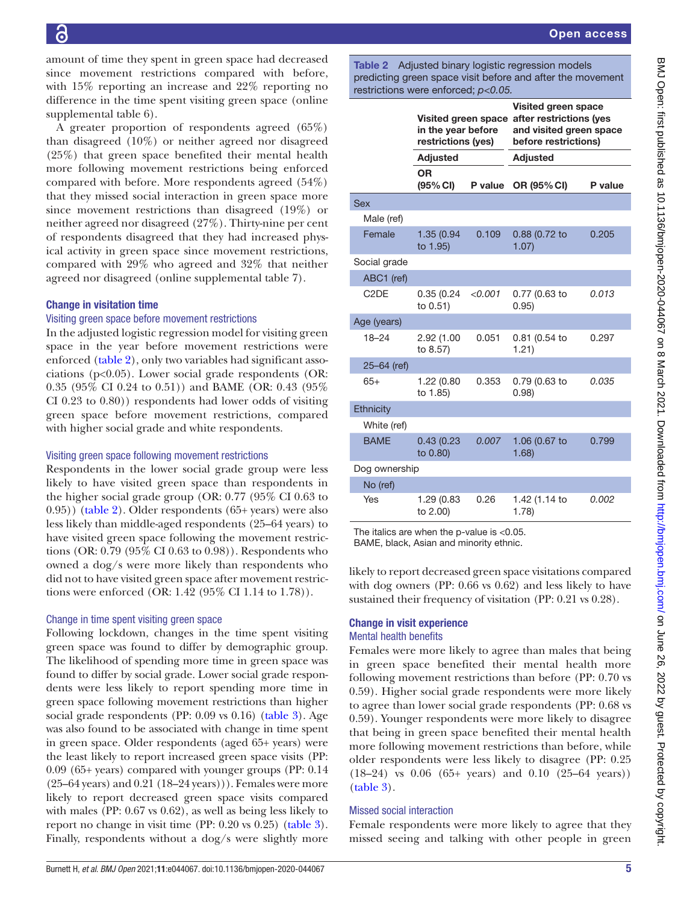amount of time they spent in green space had decreased since movement restrictions compared with before, with 15% reporting an increase and 22% reporting no difference in the time spent visiting green space (online supplemental table 6).

A greater proportion of respondents agreed (65%) than disagreed (10%) or neither agreed nor disagreed (25%) that green space benefited their mental health more following movement restrictions being enforced compared with before. More respondents agreed (54%) that they missed social interaction in green space more since movement restrictions than disagreed (19%) or neither agreed nor disagreed (27%). Thirty-nine per cent of respondents disagreed that they had increased physical activity in green space since movement restrictions, compared with 29% who agreed and 32% that neither agreed nor disagreed (online supplemental table 7).

### Change in visitation time

#### Visiting green space before movement restrictions

In the adjusted logistic regression model for visiting green space in the year before movement restrictions were enforced (table 2), only two variables had significant associations (p<0.05). Lower social grade respondents (OR: 0.35 (95% CI 0.24 to 0.51)) and BAME (OR: 0.43 (95% CI 0.23 to 0.80)) respondents had lower odds of visiting green space before movement restrictions, compared with higher social grade and white respondents.

#### Visiting green space following movement restrictions

Respondents in the lower social grade group were less likely to have visited green space than respondents in the higher social grade group (OR: 0.77 (95% CI 0.63 to 0.95)) (table 2). Older respondents (65+ years) were also less likely than middle-aged respondents (25–64 years) to have visited green space following the movement restrictions (OR: 0.79 (95% CI 0.63 to 0.98)). Respondents who owned a dog/s were more likely than respondents who did not to have visited green space after movement restrictions were enforced (OR: 1.42 (95% CI 1.14 to 1.78)).

#### Change in time spent visiting green space

Following lockdown, changes in the time spent visiting green space was found to differ by demographic group. The likelihood of spending more time in green space was found to differ by social grade. Lower social grade respondents were less likely to report spending more time in green space following movement restrictions than higher social grade respondents (PP: 0.09 vs 0.16) (table 3). Age was also found to be associated with change in time spent in green space. Older respondents (aged 65+ years) were the least likely to report increased green space visits (PP: 0.09 (65+ years) compared with younger groups (PP: 0.14 (25–64 years) and 0.21 (18–24 years))). Females were more likely to report decreased green space visits compared with males (PP: 0.67 vs 0.62), as well as being less likely to report no change in visit time (PP: 0.20 vs 0.25) (table 3). Finally, respondents without a dog/s were slightly more likely to report decreased green space visitations compared with dog owners (PP: 0.66 vs 0.62) and less likely to have sustained their frequency of visitation (PP: 0.21 vs 0.28).

**Table 2** Adjusted binary logistic regression models predicting green space visit before and after the movement restrictions were enforced; *p<0.05.*

| | Visited green space in the year before restrictions (yes) | | Visited green space after restrictions (yes and visited green space before restrictions) | |
|---|---|---|---|---|
| | Adjusted | | Adjusted | |
| | OR (95% CI) | P value | OR (95% CI) | P value |
| Sex | | | | |
| Male (ref) | | | | |
| Female | 1.35 (0.94 to 1.95) | 0.109 | 0.88 (0.72 to 1.07) | 0.205 |
| Social grade | | | | |
| ABC1 (ref) | | | | |
| C2DE | 0.35 (0.24 to 0.51) | *<0.001* | 0.77 (0.63 to 0.95) | *0.013* |
| Age (years) | | | | |
| 18–24 | 2.92 (1.00 to 8.57) | 0.051 | 0.81 (0.54 to 1.21) | 0.297 |
| 25–64 (ref) | | | | |
| 65+ | 1.22 (0.80 to 1.85) | 0.353 | 0.79 (0.63 to 0.98) | *0.035* |
| Ethnicity | | | | |
| White (ref) | | | | |
| BAME | 0.43 (0.23 to 0.80) | *0.007* | 1.06 (0.67 to 1.68) | 0.799 |
| Dog ownership | | | | |
| No (ref) | | | | |
| Yes | 1.29 (0.83 to 2.00) | 0.26 | 1.42 (1.14 to 1.78) | *0.002* |

The italics are when the p-value is <0.05.
BAME, black, Asian and minority ethnic.

### Change in visit experience

#### Mental health benefits

Females were more likely to agree than males that being in green space benefited their mental health more following movement restrictions than before (PP: 0.70 vs 0.59). Higher social grade respondents were more likely to agree than lower social grade respondents (PP: 0.68 vs 0.59). Younger respondents were more likely to disagree that being in green space benefited their mental health more following movement restrictions than before, while older respondents were less likely to disagree (PP: 0.25 (18–24) vs 0.06 (65+ years) and 0.10 (25–64 years)) (table 3).

#### Missed social interaction

Female respondents were more likely to agree that they missed seeing and talking with other people in green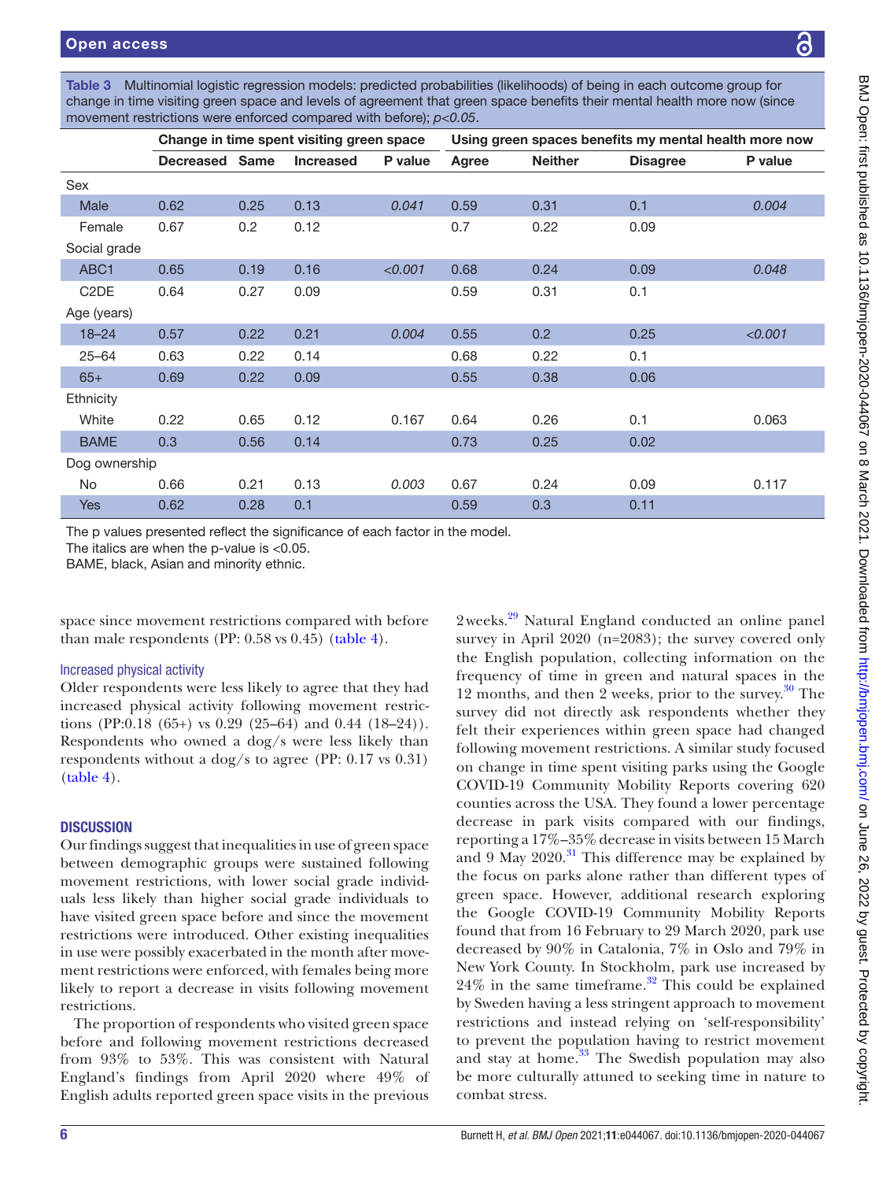**Table 3** Multinomial logistic regression models: predicted probabilities (likelihoods) of being in each outcome group for change in time visiting green space and levels of agreement that green space benefits their mental health more now (since movement restrictions were enforced compared with before); *p<0.05*.

| | Change in time spent visiting green space | | | | Using green spaces benefits my mental health more now | | | |
|---|---|---|---|---|---|---|---|---|
| | Decreased | Same | Increased | P value | Agree | Neither | Disagree | P value |
| Sex | | | | | | | | |
| Male | 0.62 | 0.25 | 0.13 | *0.041* | 0.59 | 0.31 | 0.1 | *0.004* |
| Female | 0.67 | 0.2 | 0.12 | | 0.7 | 0.22 | 0.09 | |
| Social grade | | | | | | | | |
| ABC1 | 0.65 | 0.19 | 0.16 | *<0.001* | 0.68 | 0.24 | 0.09 | *0.048* |
| C2DE | 0.64 | 0.27 | 0.09 | | 0.59 | 0.31 | 0.1 | |
| Age (years) | | | | | | | | |
| 18–24 | 0.57 | 0.22 | 0.21 | *0.004* | 0.55 | 0.2 | 0.25 | *<0.001* |
| 25–64 | 0.63 | 0.22 | 0.14 | | 0.68 | 0.22 | 0.1 | |
| 65+ | 0.69 | 0.22 | 0.09 | | 0.55 | 0.38 | 0.06 | |
| Ethnicity | | | | | | | | |
| White | 0.22 | 0.65 | 0.12 | 0.167 | 0.64 | 0.26 | 0.1 | 0.063 |
| BAME | 0.3 | 0.56 | 0.14 | | 0.73 | 0.25 | 0.02 | |
| Dog ownership | | | | | | | | |
| No | 0.66 | 0.21 | 0.13 | *0.003* | 0.67 | 0.24 | 0.09 | 0.117 |
| Yes | 0.62 | 0.28 | 0.1 | | 0.59 | 0.3 | 0.11 | |

The p values presented reflect the significance of each factor in the model.
The italics are when the p-value is <0.05.
BAME, black, Asian and minority ethnic.

space since movement restrictions compared with before than male respondents (PP: 0.58 vs 0.45) (table 4).

### Increased physical activity

Older respondents were less likely to agree that they had increased physical activity following movement restrictions (PP:0.18 (65+) vs 0.29 (25–64) and 0.44 (18–24)). Respondents who owned a dog/s were less likely than respondents without a dog/s to agree (PP: 0.17 vs 0.31) (table 4).

## DISCUSSION

Our findings suggest that inequalities in use of green space between demographic groups were sustained following movement restrictions, with lower social grade individuals less likely than higher social grade individuals to have visited green space before and since the movement restrictions were introduced. Other existing inequalities in use were possibly exacerbated in the month after movement restrictions were enforced, with females being more likely to report a decrease in visits following movement restrictions.

The proportion of respondents who visited green space before and following movement restrictions decreased from 93% to 53%. This was consistent with Natural England's findings from April 2020 where 49% of English adults reported green space visits in the previous 2 weeks.[29] Natural England conducted an online panel survey in April 2020 (n=2083); the survey covered only the English population, collecting information on the frequency of time in green and natural spaces in the 12 months, and then 2 weeks, prior to the survey.[30] The survey did not directly ask respondents whether they felt their experiences within green space had changed following movement restrictions. A similar study focused on change in time spent visiting parks using the Google COVID-19 Community Mobility Reports covering 620 counties across the USA. They found a lower percentage decrease in park visits compared with our findings, reporting a 17%–35% decrease in visits between 15 March and 9 May 2020.[31] This difference may be explained by the focus on parks alone rather than different types of green space. However, additional research exploring the Google COVID-19 Community Mobility Reports found that from 16 February to 29 March 2020, park use decreased by 90% in Catalonia, 7% in Oslo and 79% in New York County. In Stockholm, park use increased by 24% in the same timeframe.[32] This could be explained by Sweden having a less stringent approach to movement restrictions and instead relying on 'self-responsibility' to prevent the population having to restrict movement and stay at home.[33] The Swedish population may also be more culturally attuned to seeking time in nature to combat stress.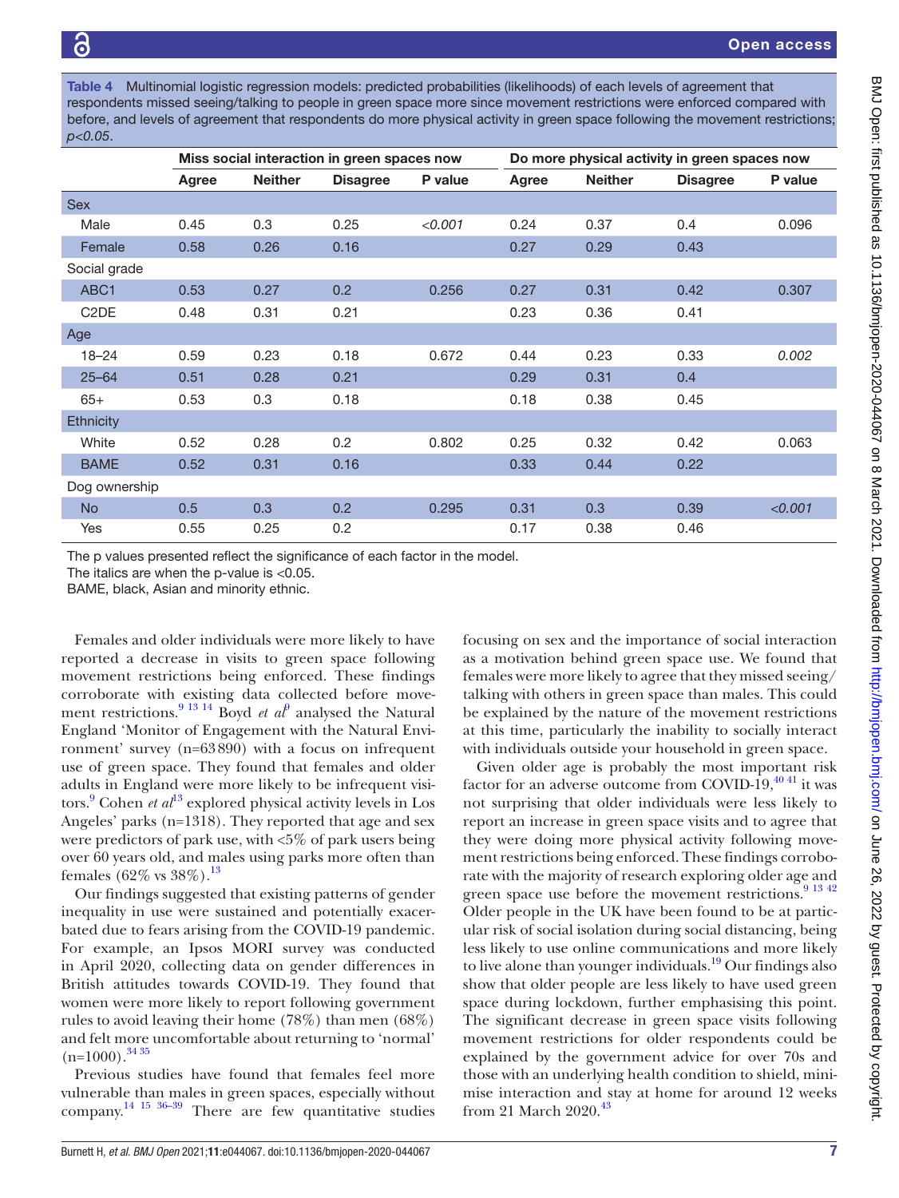**Table 4** Multinomial logistic regression models: predicted probabilities (likelihoods) of each levels of agreement that respondents missed seeing/talking to people in green space more since movement restrictions were enforced compared with before, and levels of agreement that respondents do more physical activity in green space following the movement restrictions; *p<0.05*.

| | Miss social interaction in green spaces now | | | | Do more physical activity in green spaces now | | | |
|---|---|---|---|---|---|---|---|---|
| | Agree | Neither | Disagree | P value | Agree | Neither | Disagree | P value |
| Sex | | | | | | | | |
| Male | 0.45 | 0.3 | 0.25 | *<0.001* | 0.24 | 0.37 | 0.4 | 0.096 |
| Female | 0.58 | 0.26 | 0.16 | | 0.27 | 0.29 | 0.43 | |
| Social grade | | | | | | | | |
| ABC1 | 0.53 | 0.27 | 0.2 | 0.256 | 0.27 | 0.31 | 0.42 | 0.307 |
| C2DE | 0.48 | 0.31 | 0.21 | | 0.23 | 0.36 | 0.41 | |
| Age | | | | | | | | |
| 18–24 | 0.59 | 0.23 | 0.18 | 0.672 | 0.44 | 0.23 | 0.33 | *0.002* |
| 25–64 | 0.51 | 0.28 | 0.21 | | 0.29 | 0.31 | 0.4 | |
| 65+ | 0.53 | 0.3 | 0.18 | | 0.18 | 0.38 | 0.45 | |
| Ethnicity | | | | | | | | |
| White | 0.52 | 0.28 | 0.2 | 0.802 | 0.25 | 0.32 | 0.42 | 0.063 |
| BAME | 0.52 | 0.31 | 0.16 | | 0.33 | 0.44 | 0.22 | |
| Dog ownership | | | | | | | | |
| No | 0.5 | 0.3 | 0.2 | 0.295 | 0.31 | 0.3 | 0.39 | *<0.001* |
| Yes | 0.55 | 0.25 | 0.2 | | 0.17 | 0.38 | 0.46 | |

The p values presented reflect the significance of each factor in the model.
The italics are when the p-value is <0.05.
BAME, black, Asian and minority ethnic.

Females and older individuals were more likely to have reported a decrease in visits to green space following movement restrictions being enforced. These findings corroborate with existing data collected before movement restrictions.[9 13 14] Boyd *et al*[9] analysed the Natural England 'Monitor of Engagement with the Natural Environment' survey (n=63 890) with a focus on infrequent use of green space. They found that females and older adults in England were more likely to be infrequent visitors.[9] Cohen *et al*[13] explored physical activity levels in Los Angeles' parks (n=1318). They reported that age and sex were predictors of park use, with <5% of park users being over 60 years old, and males using parks more often than females (62% vs 38%).[13]

Our findings suggested that existing patterns of gender inequality in use were sustained and potentially exacerbated due to fears arising from the COVID-19 pandemic. For example, an Ipsos MORI survey was conducted in April 2020, collecting data on gender differences in British attitudes towards COVID-19. They found that women were more likely to report following government rules to avoid leaving their home (78%) than men (68%) and felt more uncomfortable about returning to 'normal' (n=1000).[34 35]

Previous studies have found that females feel more vulnerable than males in green spaces, especially without company.[14 15 36–39] There are few quantitative studies focusing on sex and the importance of social interaction as a motivation behind green space use. We found that females were more likely to agree that they missed seeing/talking with others in green space than males. This could be explained by the nature of the movement restrictions at this time, particularly the inability to socially interact with individuals outside your household in green space.

Given older age is probably the most important risk factor for an adverse outcome from COVID-19,[40 41] it was not surprising that older individuals were less likely to report an increase in green space visits and to agree that they were doing more physical activity following movement restrictions being enforced. These findings corroborate with the majority of research exploring older age and green space use before the movement restrictions.[9 13 42] Older people in the UK have been found to be at particular risk of social isolation during social distancing, being less likely to use online communications and more likely to live alone than younger individuals.[19] Our findings also show that older people are less likely to have used green space during lockdown, further emphasising this point. The significant decrease in green space visits following movement restrictions for older respondents could be explained by the government advice for over 70s and those with an underlying health condition to shield, minimise interaction and stay at home for around 12 weeks from 21 March 2020.[43]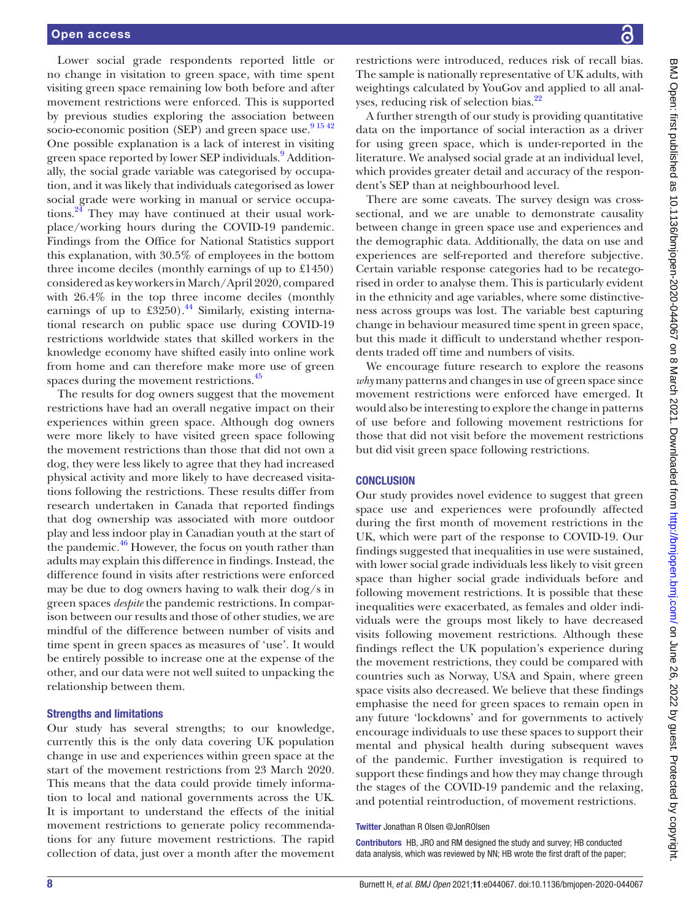Lower social grade respondents reported little or no change in visitation to green space, with time spent visiting green space remaining low both before and after movement restrictions were enforced. This is supported by previous studies exploring the association between socio-economic position (SEP) and green space use.[9 15 42] One possible explanation is a lack of interest in visiting green space reported by lower SEP individuals.[9] Additionally, the social grade variable was categorised by occupation, and it was likely that individuals categorised as lower social grade were working in manual or service occupations.[24] They may have continued at their usual workplace/working hours during the COVID-19 pandemic. Findings from the Office for National Statistics support this explanation, with 30.5% of employees in the bottom three income deciles (monthly earnings of up to £1450) considered as key workers in March/April 2020, compared with 26.4% in the top three income deciles (monthly earnings of up to £3250).[44] Similarly, existing international research on public space use during COVID-19 restrictions worldwide states that skilled workers in the knowledge economy have shifted easily into online work from home and can therefore make more use of green spaces during the movement restrictions.[45]

The results for dog owners suggest that the movement restrictions have had an overall negative impact on their experiences within green space. Although dog owners were more likely to have visited green space following the movement restrictions than those that did not own a dog, they were less likely to agree that they had increased physical activity and more likely to have decreased visitations following the restrictions. These results differ from research undertaken in Canada that reported findings that dog ownership was associated with more outdoor play and less indoor play in Canadian youth at the start of the pandemic.[46] However, the focus on youth rather than adults may explain this difference in findings. Instead, the difference found in visits after restrictions were enforced may be due to dog owners having to walk their dog/s in green spaces *despite* the pandemic restrictions. In comparison between our results and those of other studies, we are mindful of the difference between number of visits and time spent in green spaces as measures of 'use'. It would be entirely possible to increase one at the expense of the other, and our data were not well suited to unpacking the relationship between them.

### Strengths and limitations

Our study has several strengths; to our knowledge, currently this is the only data covering UK population change in use and experiences within green space at the start of the movement restrictions from 23 March 2020. This means that the data could provide timely information to local and national governments across the UK. It is important to understand the effects of the initial movement restrictions to generate policy recommendations for any future movement restrictions. The rapid collection of data, just over a month after the movement restrictions were introduced, reduces risk of recall bias. The sample is nationally representative of UK adults, with weightings calculated by YouGov and applied to all analyses, reducing risk of selection bias.[22]

A further strength of our study is providing quantitative data on the importance of social interaction as a driver for using green space, which is under-reported in the literature. We analysed social grade at an individual level, which provides greater detail and accuracy of the respondent's SEP than at neighbourhood level.

There are some caveats. The survey design was cross-sectional, and we are unable to demonstrate causality between change in green space use and experiences and the demographic data. Additionally, the data on use and experiences are self-reported and therefore subjective. Certain variable response categories had to be recategorised in order to analyse them. This is particularly evident in the ethnicity and age variables, where some distinctiveness across groups was lost. The variable best capturing change in behaviour measured time spent in green space, but this made it difficult to understand whether respondents traded off time and numbers of visits.

We encourage future research to explore the reasons *why* many patterns and changes in use of green space since movement restrictions were enforced have emerged. It would also be interesting to explore the change in patterns of use before and following movement restrictions for those that did not visit before the movement restrictions but did visit green space following restrictions.

## CONCLUSION

Our study provides novel evidence to suggest that green space use and experiences were profoundly affected during the first month of movement restrictions in the UK, which were part of the response to COVID-19. Our findings suggested that inequalities in use were sustained, with lower social grade individuals less likely to visit green space than higher social grade individuals before and following movement restrictions. It is possible that these inequalities were exacerbated, as females and older individuals were the groups most likely to have decreased visits following movement restrictions. Although these findings reflect the UK population's experience during the movement restrictions, they could be compared with countries such as Norway, USA and Spain, where green space visits also decreased. We believe that these findings emphasise the need for green spaces to remain open in any future 'lockdowns' and for governments to actively encourage individuals to use these spaces to support their mental and physical health during subsequent waves of the pandemic. Further investigation is required to support these findings and how they may change through the stages of the COVID-19 pandemic and the relaxing, and potential reintroduction, of movement restrictions.

**Twitter** Jonathan R Olsen @JonROlsen

**Contributors** HB, JRO and RM designed the study and survey; HB conducted data analysis, which was reviewed by NN; HB wrote the first draft of the paper;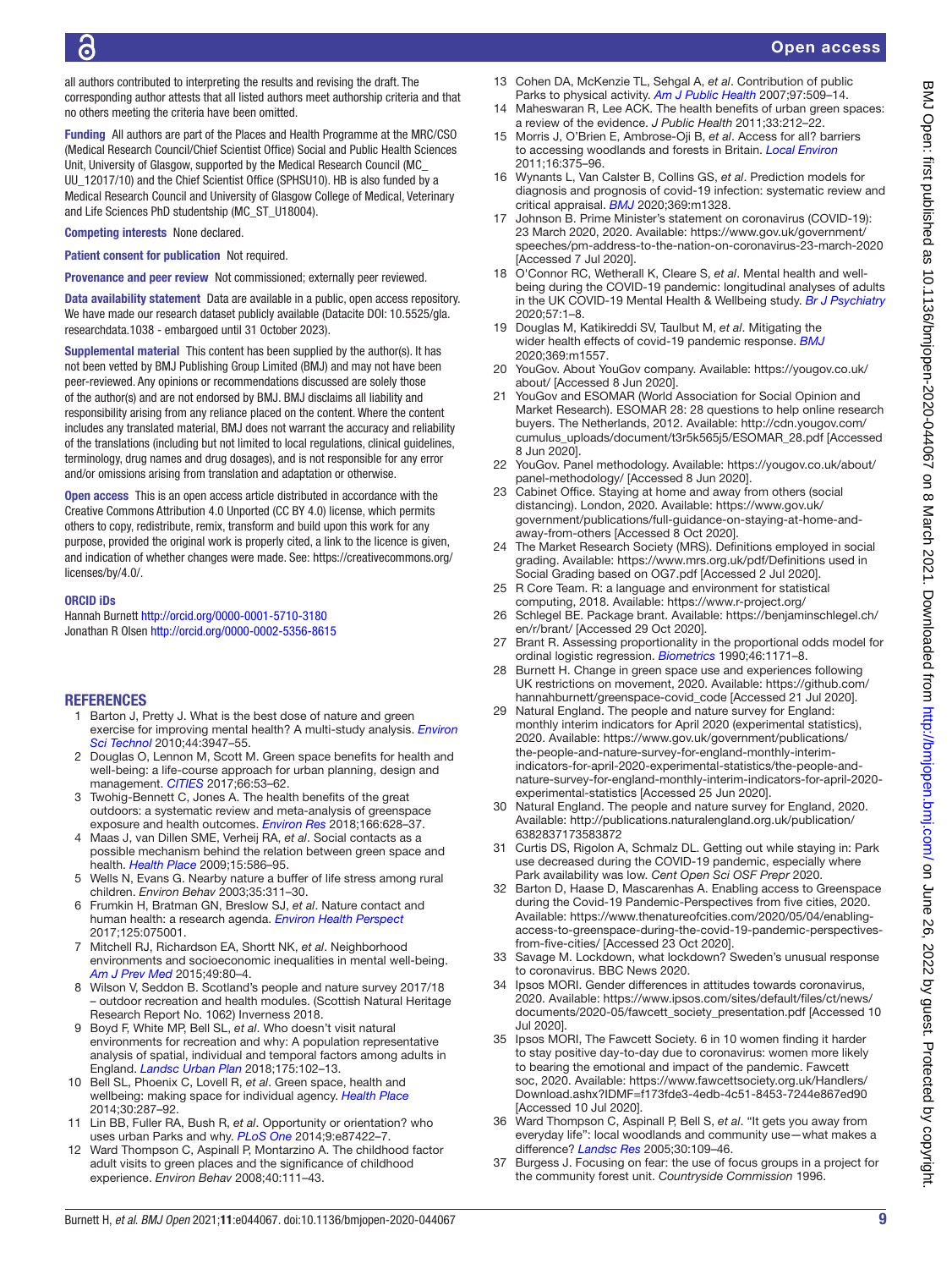all authors contributed to interpreting the results and revising the draft. The corresponding author attests that all listed authors meet authorship criteria and that no others meeting the criteria have been omitted.

**Funding** All authors are part of the Places and Health Programme at the MRC/CSO (Medical Research Council/Chief Scientist Office) Social and Public Health Sciences Unit, University of Glasgow, supported by the Medical Research Council (MC_UU_12017/10) and the Chief Scientist Office (SPHSU10). HB is also funded by a Medical Research Council and University of Glasgow College of Medical, Veterinary and Life Sciences PhD studentship (MC_ST_U18004).

**Competing interests** None declared.

**Patient consent for publication** Not required.

**Provenance and peer review** Not commissioned; externally peer reviewed.

**Data availability statement** Data are available in a public, open access repository. We have made our research dataset publicly available (Datacite DOI: 10.5525/gla.researchdata.1038 - embargoed until 31 October 2023).

**Supplemental material** This content has been supplied by the author(s). It has not been vetted by BMJ Publishing Group Limited (BMJ) and may not have been peer-reviewed. Any opinions or recommendations discussed are solely those of the author(s) and are not endorsed by BMJ. BMJ disclaims all liability and responsibility arising from any reliance placed on the content. Where the content includes any translated material, BMJ does not warrant the accuracy and reliability of the translations (including but not limited to local regulations, clinical guidelines, terminology, drug names and drug dosages), and is not responsible for any error and/or omissions arising from translation and adaptation or otherwise.

**Open access** This is an open access article distributed in accordance with the Creative Commons Attribution 4.0 Unported (CC BY 4.0) license, which permits others to copy, redistribute, remix, transform and build upon this work for any purpose, provided the original work is properly cited, a link to the licence is given, and indication of whether changes were made. See: https://creativecommons.org/licenses/by/4.0/.

**ORCID iDs**

Hannah Burnett http://orcid.org/0000-0001-5710-3180
Jonathan R Olsen http://orcid.org/0000-0002-5356-8615

## REFERENCES

1. Barton J, Pretty J. What is the best dose of nature and green exercise for improving mental health? A multi-study analysis. *Environ Sci Technol* 2010;44:3947–55.
2. Douglas O, Lennon M, Scott M. Green space benefits for health and well-being: a life-course approach for urban planning, design and management. *CITIES* 2017;66:53–62.
3. Twohig-Bennett C, Jones A. The health benefits of the great outdoors: a systematic review and meta-analysis of greenspace exposure and health outcomes. *Environ Res* 2018;166:628–37.
4. Maas J, van Dillen SME, Verheij RA, *et al*. Social contacts as a possible mechanism behind the relation between green space and health. *Health Place* 2009;15:586–95.
5. Wells N, Evans G. Nearby nature a buffer of life stress among rural children. *Environ Behav* 2003;35:311–30.
6. Frumkin H, Bratman GN, Breslow SJ, *et al*. Nature contact and human health: a research agenda. *Environ Health Perspect* 2017;125:075001.
7. Mitchell RJ, Richardson EA, Shortt NK, *et al*. Neighborhood environments and socioeconomic inequalities in mental well-being. *Am J Prev Med* 2015;49:80–4.
8. Wilson V, Seddon B. Scotland's people and nature survey 2017/18 – outdoor recreation and health modules. (Scottish Natural Heritage Research Report No. 1062) Inverness 2018.
9. Boyd F, White MP, Bell SL, *et al*. Who doesn't visit natural environments for recreation and why: A population representative analysis of spatial, individual and temporal factors among adults in England. *Landsc Urban Plan* 2018;175:102–13.
10. Bell SL, Phoenix C, Lovell R, *et al*. Green space, health and wellbeing: making space for individual agency. *Health Place* 2014;30:287–92.
11. Lin BB, Fuller RA, Bush R, *et al*. Opportunity or orientation? who uses urban Parks and why. *PLoS One* 2014;9:e87422–7.
12. Ward Thompson C, Aspinall P, Montarzino A. The childhood factor adult visits to green places and the significance of childhood experience. *Environ Behav* 2008;40:111–43.
13. Cohen DA, McKenzie TL, Sehgal A, *et al*. Contribution of public Parks to physical activity. *Am J Public Health* 2007;97:509–14.
14. Maheswaran R, Lee ACK. The health benefits of urban green spaces: a review of the evidence. *J Public Health* 2011;33:212–22.
15. Morris J, O'Brien E, Ambrose-Oji B, *et al*. Access for all? barriers to accessing woodlands and forests in Britain. *Local Environ* 2011;16:375–96.
16. Wynants L, Van Calster B, Collins GS, *et al*. Prediction models for diagnosis and prognosis of covid-19 infection: systematic review and critical appraisal. *BMJ* 2020;369:m1328.
17. Johnson B. Prime Minister's statement on coronavirus (COVID-19): 23 March 2020, 2020. Available: https://www.gov.uk/government/speeches/pm-address-to-the-nation-on-coronavirus-23-march-2020 [Accessed 7 Jul 2020].
18. O'Connor RC, Wetherall K, Cleare S, *et al*. Mental health and well-being during the COVID-19 pandemic: longitudinal analyses of adults in the UK COVID-19 Mental Health & Wellbeing study. *Br J Psychiatry* 2020;57:1–8.
19. Douglas M, Katikireddi SV, Taulbut M, *et al*. Mitigating the wider health effects of covid-19 pandemic response. *BMJ* 2020;369:m1557.
20. YouGov. About YouGov company. Available: https://yougov.co.uk/about/ [Accessed 8 Jun 2020].
21. YouGov and ESOMAR (World Association for Social Opinion and Market Research). ESOMAR 28: 28 questions to help online research buyers. The Netherlands, 2012. Available: http://cdn.yougov.com/cumulus_uploads/document/t3r5k565j5/ESOMAR_28.pdf [Accessed 8 Jun 2020].
22. YouGov. Panel methodology. Available: https://yougov.co.uk/about/panel-methodology/ [Accessed 8 Jun 2020].
23. Cabinet Office. Staying at home and away from others (social distancing). London, 2020. Available: https://www.gov.uk/government/publications/full-guidance-on-staying-at-home-and-away-from-others [Accessed 8 Oct 2020].
24. The Market Research Society (MRS). Definitions employed in social grading. Available: https://www.mrs.org.uk/pdf/Definitions used in Social Grading based on OG7.pdf [Accessed 2 Jul 2020].
25. R Core Team. R: a language and environment for statistical computing, 2018. Available: https://www.r-project.org/
26. Schlegel BE. Package brant. Available: https://benjaminschlegel.ch/en/r/brant/ [Accessed 29 Oct 2020].
27. Brant R. Assessing proportionality in the proportional odds model for ordinal logistic regression. *Biometrics* 1990;46:1171–8.
28. Burnett H. Change in green space use and experiences following UK restrictions on movement, 2020. Available: https://github.com/hannahburnett/greenspace-covid_code [Accessed 21 Jul 2020].
29. Natural England. The people and nature survey for England: monthly interim indicators for April 2020 (experimental statistics), 2020. Available: https://www.gov.uk/government/publications/the-people-and-nature-survey-for-england-monthly-interim-indicators-for-april-2020-experimental-statistics/the-people-and-nature-survey-for-england-monthly-interim-indicators-for-april-2020-experimental-statistics [Accessed 25 Jun 2020].
30. Natural England. The people and nature survey for England, 2020. Available: http://publications.naturalengland.org.uk/publication/6382837173583872
31. Curtis DS, Rigolon A, Schmalz DL. Getting out while staying in: Park use decreased during the COVID-19 pandemic, especially where Park availability was low. *Cent Open Sci OSF Prepr* 2020.
32. Barton D, Haase D, Mascarenhas A. Enabling access to Greenspace during the Covid-19 Pandemic-Perspectives from five cities, 2020. Available: https://www.thenatureofcities.com/2020/05/04/enabling-access-to-greenspace-during-the-covid-19-pandemic-perspectives-from-five-cities/ [Accessed 23 Oct 2020].
33. Savage M. Lockdown, what lockdown? Sweden's unusual response to coronavirus. BBC News 2020.
34. Ipsos MORI. Gender differences in attitudes towards coronavirus, 2020. Available: https://www.ipsos.com/sites/default/files/ct/news/documents/2020-05/fawcett_society_presentation.pdf [Accessed 10 Jul 2020].
35. Ipsos MORI, The Fawcett Society. 6 in 10 women finding it harder to stay positive day-to-day due to coronavirus: women more likely to bearing the emotional and impact of the pandemic. Fawcett soc, 2020. Available: https://www.fawcettsociety.org.uk/Handlers/Download.ashx?IDMF=f173fde3-4edb-4c51-8453-7244e867ed90 [Accessed 10 Jul 2020].
36. Ward Thompson C, Aspinall P, Bell S, *et al*. "It gets you away from everyday life": local woodlands and community use—what makes a difference? *Landsc Res* 2005;30:109–46.
37. Burgess J. Focusing on fear: the use of focus groups in a project for the community forest unit. *Countryside Commission* 1996.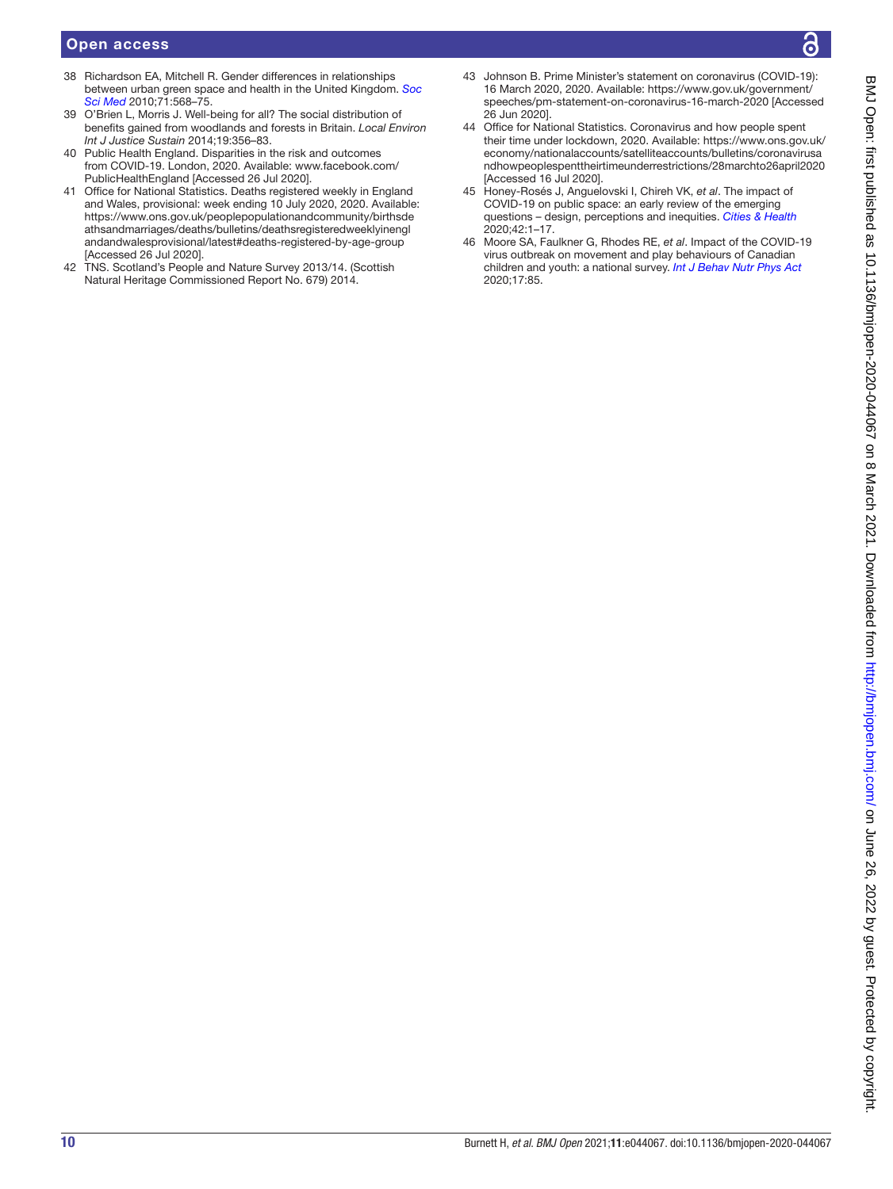38 Richardson EA, Mitchell R. Gender differences in relationships between urban green space and health in the United Kingdom. *Soc Sci Med* 2010;71:568–75.

39 O'Brien L, Morris J. Well-being for all? The social distribution of benefits gained from woodlands and forests in Britain. *Local Environ Int J Justice Sustain* 2014;19:356–83.

40 Public Health England. Disparities in the risk and outcomes from COVID-19. London, 2020. Available: www.facebook.com/PublicHealthEngland [Accessed 26 Jul 2020].

41 Office for National Statistics. Deaths registered weekly in England and Wales, provisional: week ending 10 July 2020, 2020. Available: https://www.ons.gov.uk/peoplepopulationandcommunity/birthsdeathsandmarriages/deaths/bulletins/deathsregisteredweeklyinenglandandwalesprovisional/latest#deaths-registered-by-age-group [Accessed 26 Jul 2020].

42 TNS. Scotland's People and Nature Survey 2013/14. (Scottish Natural Heritage Commissioned Report No. 679) 2014.

43 Johnson B. Prime Minister's statement on coronavirus (COVID-19): 16 March 2020, 2020. Available: https://www.gov.uk/government/speeches/pm-statement-on-coronavirus-16-march-2020 [Accessed 26 Jun 2020].

44 Office for National Statistics. Coronavirus and how people spent their time under lockdown, 2020. Available: https://www.ons.gov.uk/economy/nationalaccounts/satelliteaccounts/bulletins/coronavirusandhowpeoplespenttheirtimeunderrestrictions/28marchto26april2020 [Accessed 16 Jul 2020].

45 Honey-Rosés J, Anguelovski I, Chireh VK, *et al*. The impact of COVID-19 on public space: an early review of the emerging questions – design, perceptions and inequities. *Cities & Health* 2020;42:1–17.

46 Moore SA, Faulkner G, Rhodes RE, *et al*. Impact of the COVID-19 virus outbreak on movement and play behaviours of Canadian children and youth: a national survey. *Int J Behav Nutr Phys Act* 2020;17:85.